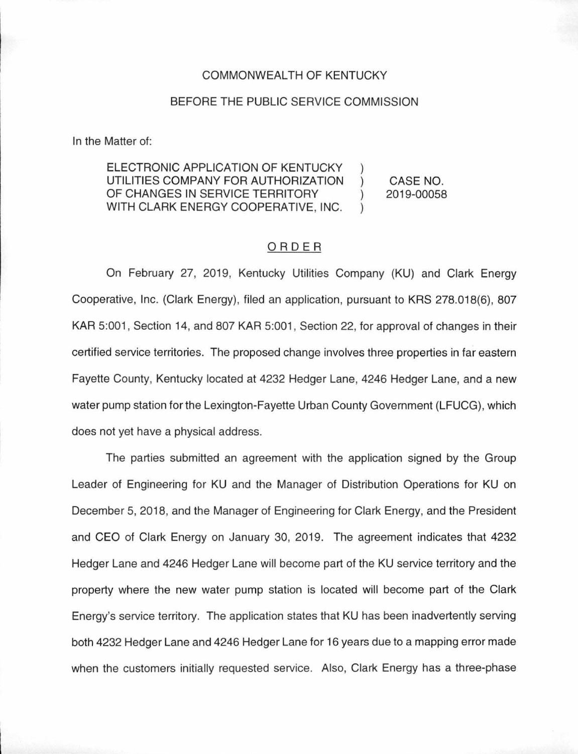COMMONWEALTH OF KENTUCKY

BEFORE THE PUBLIC SERVICE COMMISSION

In the Matter of:

| | | |
|---|---|---|
| ELECTRONIC APPLICATION OF KENTUCKY UTILITIES COMPANY FOR AUTHORIZATION OF CHANGES IN SERVICE TERRITORY WITH CLARK ENERGY COOPERATIVE, INC. | ) ) ) ) | CASE NO. 2019-00058 |

## ORDER

On February 27, 2019, Kentucky Utilities Company (KU) and Clark Energy Cooperative, Inc. (Clark Energy), filed an application, pursuant to KRS 278.018(6), 807 KAR 5:001, Section 14, and 807 KAR 5:001, Section 22, for approval of changes in their certified service territories. The proposed change involves three properties in far eastern Fayette County, Kentucky located at 4232 Hedger Lane, 4246 Hedger Lane, and a new water pump station for the Lexington-Fayette Urban County Government (LFUCG), which does not yet have a physical address.

The parties submitted an agreement with the application signed by the Group Leader of Engineering for KU and the Manager of Distribution Operations for KU on December 5, 2018, and the Manager of Engineering for Clark Energy, and the President and CEO of Clark Energy on January 30, 2019. The agreement indicates that 4232 Hedger Lane and 4246 Hedger Lane will become part of the KU service territory and the property where the new water pump station is located will become part of the Clark Energy's service territory. The application states that KU has been inadvertently serving both 4232 Hedger Lane and 4246 Hedger Lane for 16 years due to a mapping error made when the customers initially requested service. Also, Clark Energy has a three-phase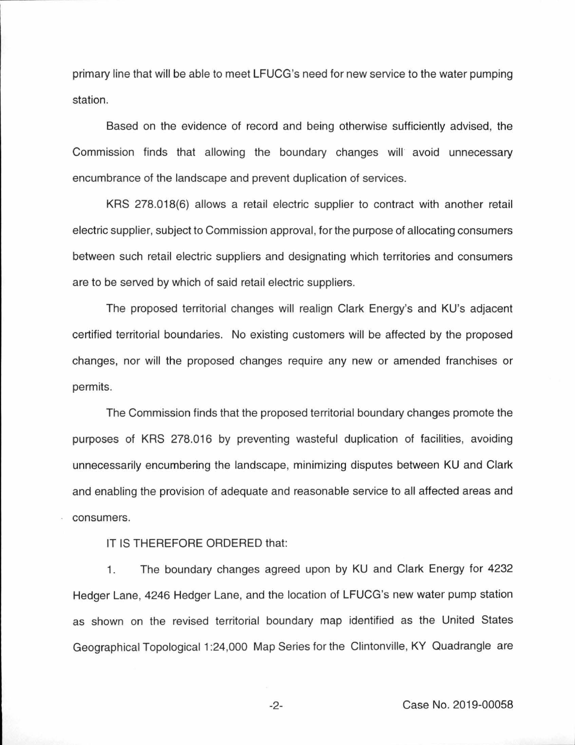primary line that will be able to meet LFUCG's need for new service to the water pumping station.

Based on the evidence of record and being otherwise sufficiently advised, the Commission finds that allowing the boundary changes will avoid unnecessary encumbrance of the landscape and prevent duplication of services.

KRS 278.018(6) allows a retail electric supplier to contract with another retail electric supplier, subject to Commission approval, for the purpose of allocating consumers between such retail electric suppliers and designating which territories and consumers are to be served by which of said retail electric suppliers.

The proposed territorial changes will realign Clark Energy's and KU's adjacent certified territorial boundaries. No existing customers will be affected by the proposed changes, nor will the proposed changes require any new or amended franchises or permits.

The Commission finds that the proposed territorial boundary changes promote the purposes of KRS 278.016 by preventing wasteful duplication of facilities, avoiding unnecessarily encumbering the landscape, minimizing disputes between KU and Clark and enabling the provision of adequate and reasonable service to all affected areas and consumers.

IT IS THEREFORE ORDERED that:

1. The boundary changes agreed upon by KU and Clark Energy for 4232 Hedger Lane, 4246 Hedger Lane, and the location of LFUCG's new water pump station as shown on the revised territorial boundary map identified as the United States Geographical Topological 1:24,000 Map Series for the Clintonville, KY Quadrangle are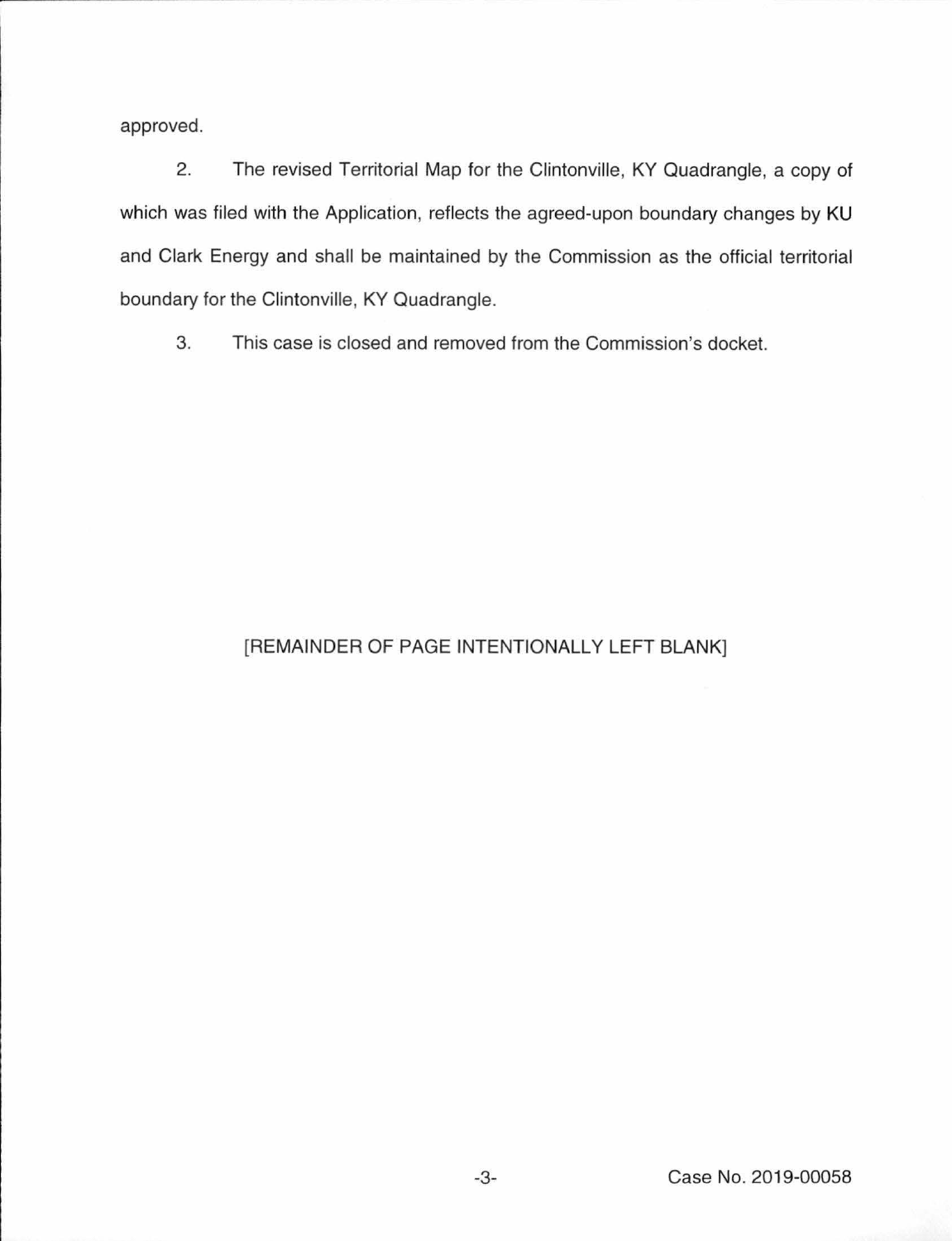approved.

2. The revised Territorial Map for the Clintonville, KY Quadrangle, a copy of which was filed with the Application, reflects the agreed-upon boundary changes by KU and Clark Energy and shall be maintained by the Commission as the official territorial boundary for the Clintonville, KY Quadrangle.

3. This case is closed and removed from the Commission's docket.

[REMAINDER OF PAGE INTENTIONALLY LEFT BLANK]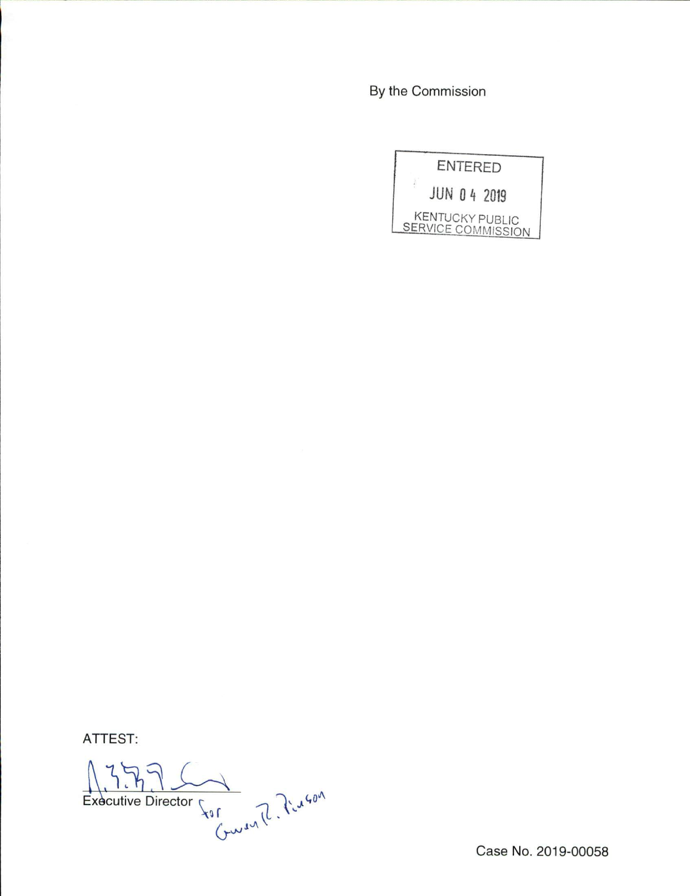By the Commission

ENTERED

JUN 04 2019

KENTUCKY PUBLIC SERVICE COMMISSION

ATTEST:

Executive Director for Gwen R. Pinson

Case No. 2019-00058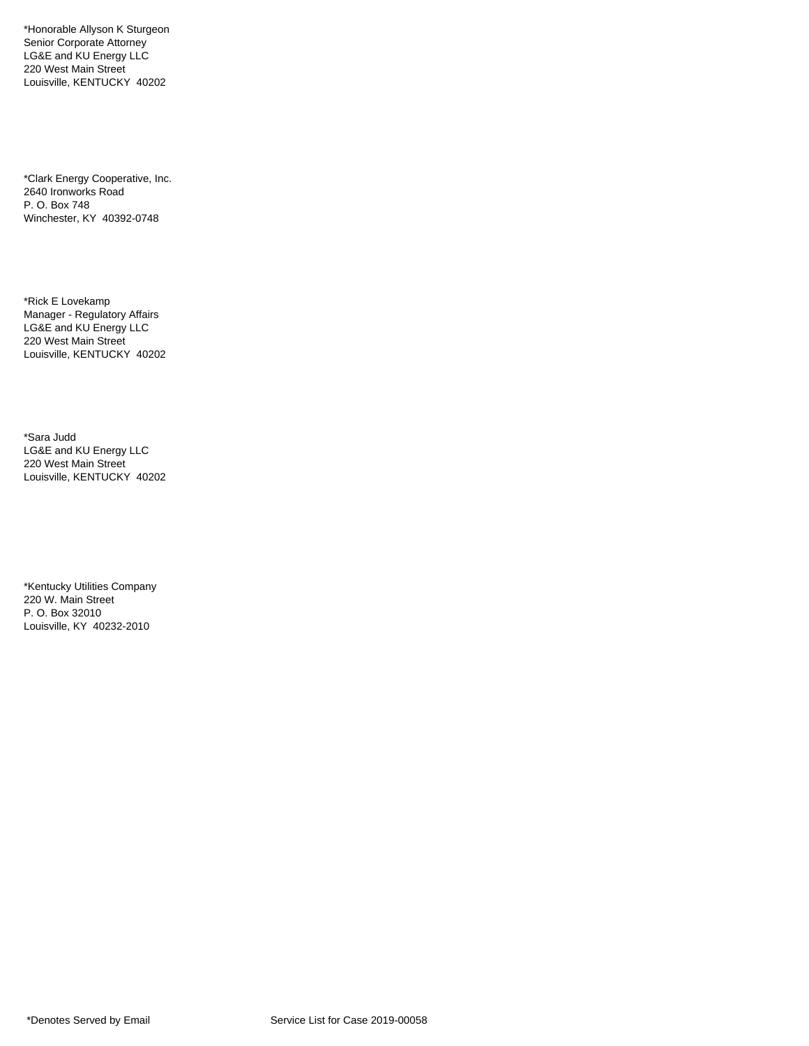*Honorable Allyson K Sturgeon
Senior Corporate Attorney
LG&E and KU Energy LLC
220 West Main Street
Louisville, KENTUCKY  40202

*Clark Energy Cooperative, Inc.
2640 Ironworks Road
P. O. Box 748
Winchester, KY  40392-0748

*Rick E Lovekamp
Manager - Regulatory Affairs
LG&E and KU Energy LLC
220 West Main Street
Louisville, KENTUCKY  40202

*Sara Judd
LG&E and KU Energy LLC
220 West Main Street
Louisville, KENTUCKY  40202

*Kentucky Utilities Company
220 W. Main Street
P. O. Box 32010
Louisville, KY  40232-2010

*Denotes Served by Email

Service List for Case 2019-00058